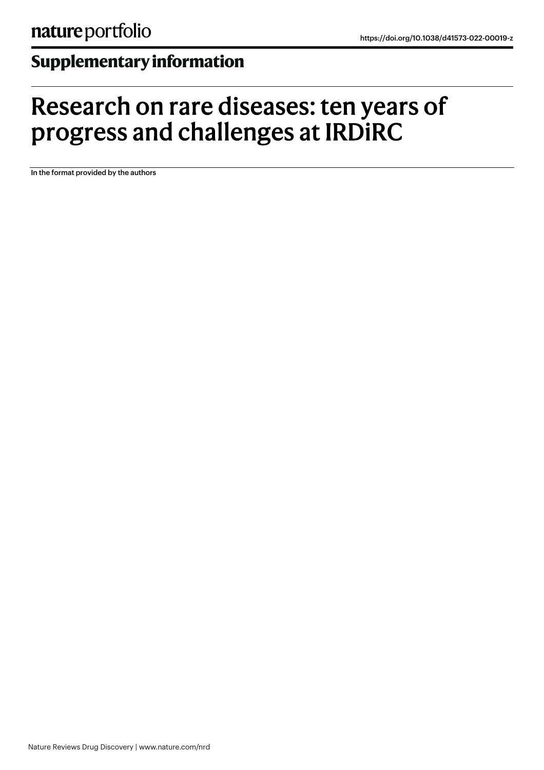https://doi.org/10.1038/d41573-022-00019-z

## Supplementary information

# Research on rare diseases: ten years of progress and challenges at IRDiRC

In the format provided by the authors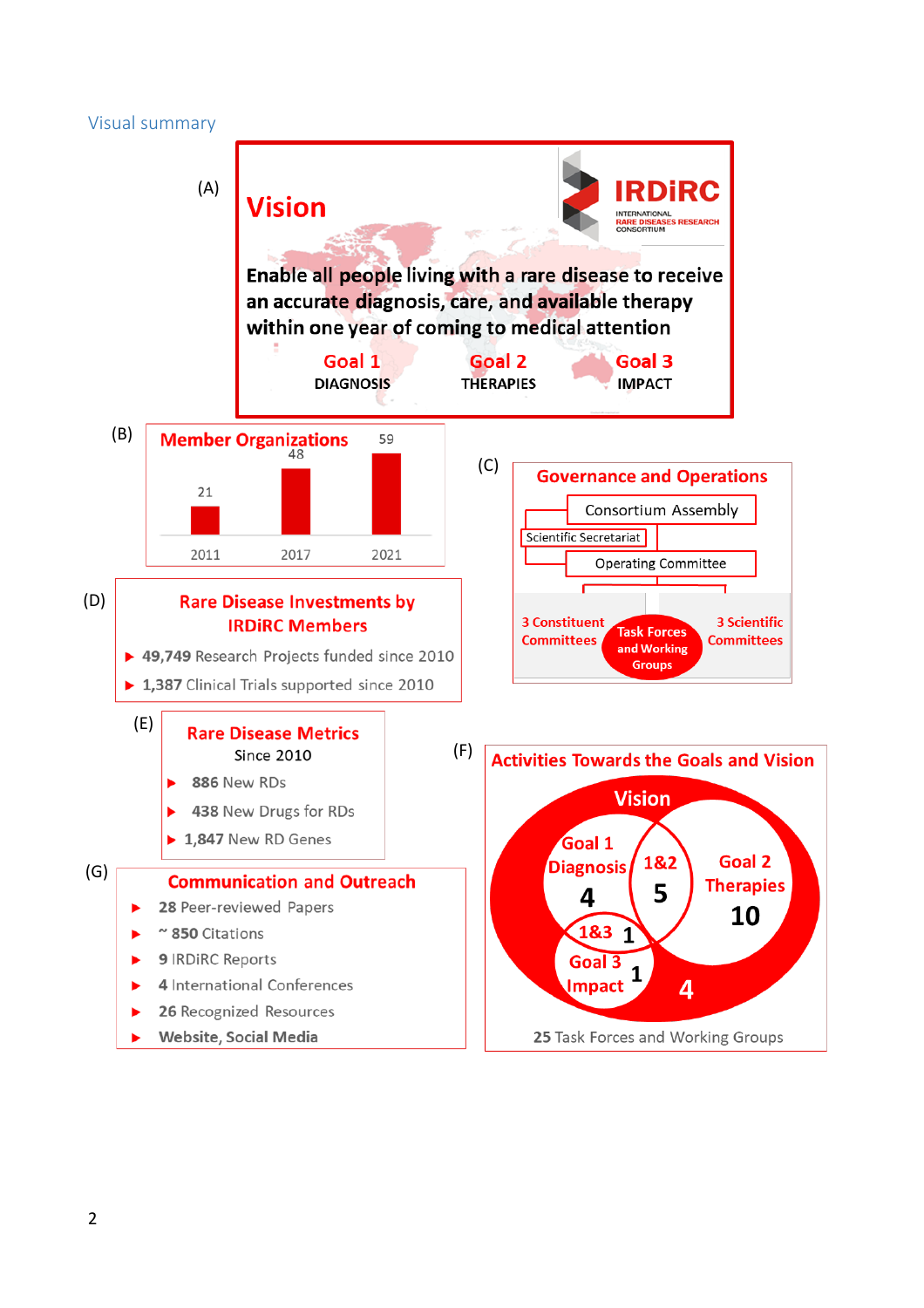## Visual summary

(A)

**Vision**

IRDiRC — INTERNATIONAL RARE DISEASES RESEARCH CONSORTIUM

**Enable all people living with a rare disease to receive an accurate diagnosis, care, and available therapy within one year of coming to medical attention**

- **Goal 1** DIAGNOSIS
- **Goal 2** THERAPIES
- **Goal 3** IMPACT

(B)

**Member Organizations**

| Year | Members |
|---|---|
| 2011 | 21 |
| 2017 | 48 |
| 2021 | 59 |

(C)

**Governance and Operations**

- Consortium Assembly
- Scientific Secretariat
- Operating Committee
- 3 Constituent Committees
- Task Forces and Working Groups
- 3 Scientific Committees

(D)

**Rare Disease Investments by IRDiRC Members**

- **49,749** Research Projects funded since 2010
- **1,387** Clinical Trials supported since 2010

(E)

**Rare Disease Metrics**

Since 2010

- **886** New RDs
- **438** New Drugs for RDs
- **1,847** New RD Genes

(F)

**Activities Towards the Goals and Vision**

- Vision: 4
- Goal 1 Diagnosis: 4
- Goal 2 Therapies: 10
- Goal 3 Impact: 1
- 1&2: 5
- 1&3: 1
- 1

**25** Task Forces and Working Groups

(G)

**Communication and Outreach**

- **28** Peer-reviewed Papers
- ~ **850** Citations
- **9** IRDiRC Reports
- **4** International Conferences
- **26** Recognized Resources
- **Website, Social Media**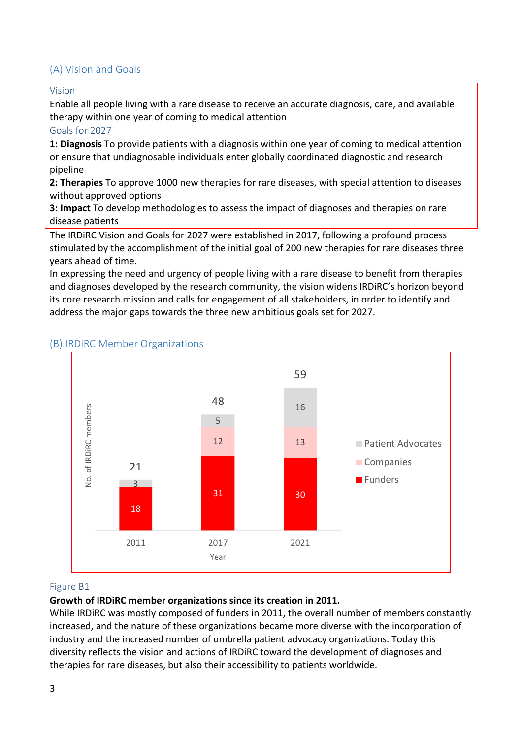## (A) Vision and Goals

### Vision

Enable all people living with a rare disease to receive an accurate diagnosis, care, and available therapy within one year of coming to medical attention

### Goals for 2027

**1: Diagnosis** To provide patients with a diagnosis within one year of coming to medical attention or ensure that undiagnosable individuals enter globally coordinated diagnostic and research pipeline

**2: Therapies** To approve 1000 new therapies for rare diseases, with special attention to diseases without approved options

**3: Impact** To develop methodologies to assess the impact of diagnoses and therapies on rare disease patients

The IRDiRC Vision and Goals for 2027 were established in 2017, following a profound process stimulated by the accomplishment of the initial goal of 200 new therapies for rare diseases three years ahead of time.

In expressing the need and urgency of people living with a rare disease to benefit from therapies and diagnoses developed by the research community, the vision widens IRDiRC's horizon beyond its core research mission and calls for engagement of all stakeholders, in order to identify and address the major gaps towards the three new ambitious goals set for 2027.

## (B) IRDiRC Member Organizations

| Year | Funders | Companies | Patient Advocates | Total (No. of IRDiRC members) |
|---|---|---|---|---|
| 2011 | 18 | | 3 | 21 |
| 2017 | 31 | 12 | 5 | 48 |
| 2021 | 30 | 13 | 16 | 59 |

Figure B1

**Growth of IRDiRC member organizations since its creation in 2011.**

While IRDiRC was mostly composed of funders in 2011, the overall number of members constantly increased, and the nature of these organizations became more diverse with the incorporation of industry and the increased number of umbrella patient advocacy organizations. Today this diversity reflects the vision and actions of IRDiRC toward the development of diagnoses and therapies for rare diseases, but also their accessibility to patients worldwide.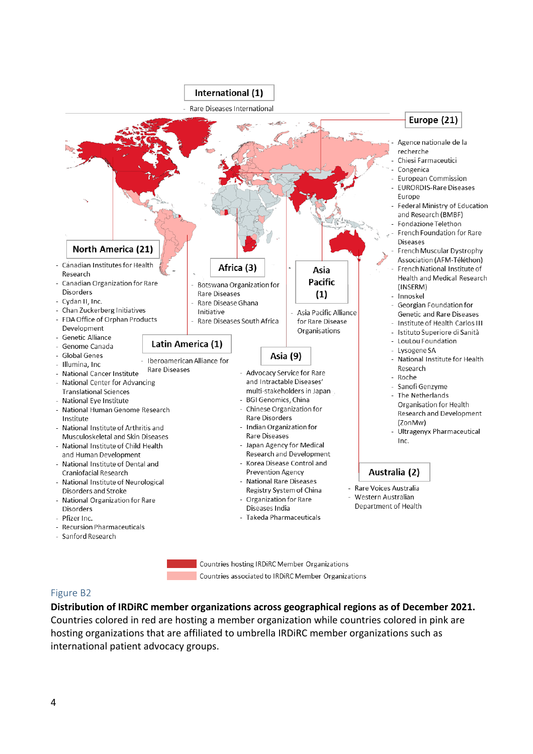**International (1)**

- Rare Diseases International

**Europe (21)**

- Agence nationale de la recherche
- Chiesi Farmaceutici
- Congenica
- European Commission
- EURORDIS-Rare Diseases Europe
- Federal Ministry of Education and Research (BMBF)
- Fondazione Telethon
- French Foundation for Rare Diseases
- French Muscular Dystrophy Association (AFM-Téléthon)
- French National Institute of Health and Medical Research (INSERM)
- Innoskel
- Georgian Foundation for Genetic and Rare Diseases
- Institute of Health Carlos III
- Istituto Superiore di Sanità
- LouLou Foundation
- Lysogene SA
- National Institute for Health Research
- Roche
- Sanofi Genzyme
- The Netherlands Organisation for Health Research and Development (ZonMw)
- Ultragenyx Pharmaceutical Inc.

**North America (21)**

- Canadian Institutes for Health Research
- Canadian Organization for Rare Disorders
- Cydan II, Inc.
- Chan Zuckerberg Initiatives
- FDA Office of Orphan Products Development
- Genetic Alliance
- Genome Canada
- Global Genes
- Illumina, Inc
- National Cancer Institute
- National Center for Advancing Translational Sciences
- National Eye Institute
- National Human Genome Research Institute
- National Institute of Arthritis and Musculoskeletal and Skin Diseases
- National Institute of Child Health and Human Development
- National Institute of Dental and Craniofacial Research
- National Institute of Neurological Disorders and Stroke
- National Organization for Rare Disorders
- Pfizer Inc.
- Recursion Pharmaceuticals
- Sanford Research

**Africa (3)**

- Botswana Organization for Rare Diseases
- Rare Disease Ghana Initiative
- Rare Diseases South Africa

**Asia Pacific (1)**

- Asia Pacific Alliance for Rare Disease Organisations

**Latin America (1)**

- Iberoamerican Alliance for Rare Diseases

**Asia (9)**

- Advocacy Service for Rare and Intractable Diseases' multi-stakeholders in Japan
- BGI Genomics, China
- Chinese Organization for Rare Disorders
- Indian Organization for Rare Diseases
- Japan Agency for Medical Research and Development
- Korea Disease Control and Prevention Agency
- National Rare Diseases Registry System of China
- Organization for Rare Diseases India
- Takeda Pharmaceuticals

**Australia (2)**

- Rare Voices Australia
- Western Australian Department of Health

Countries hosting IRDiRC Member Organizations
Countries associated to IRDiRC Member Organizations

Figure B2

**Distribution of IRDiRC member organizations across geographical regions as of December 2021.** Countries colored in red are hosting a member organization while countries colored in pink are hosting organizations that are affiliated to umbrella IRDiRC member organizations such as international patient advocacy groups.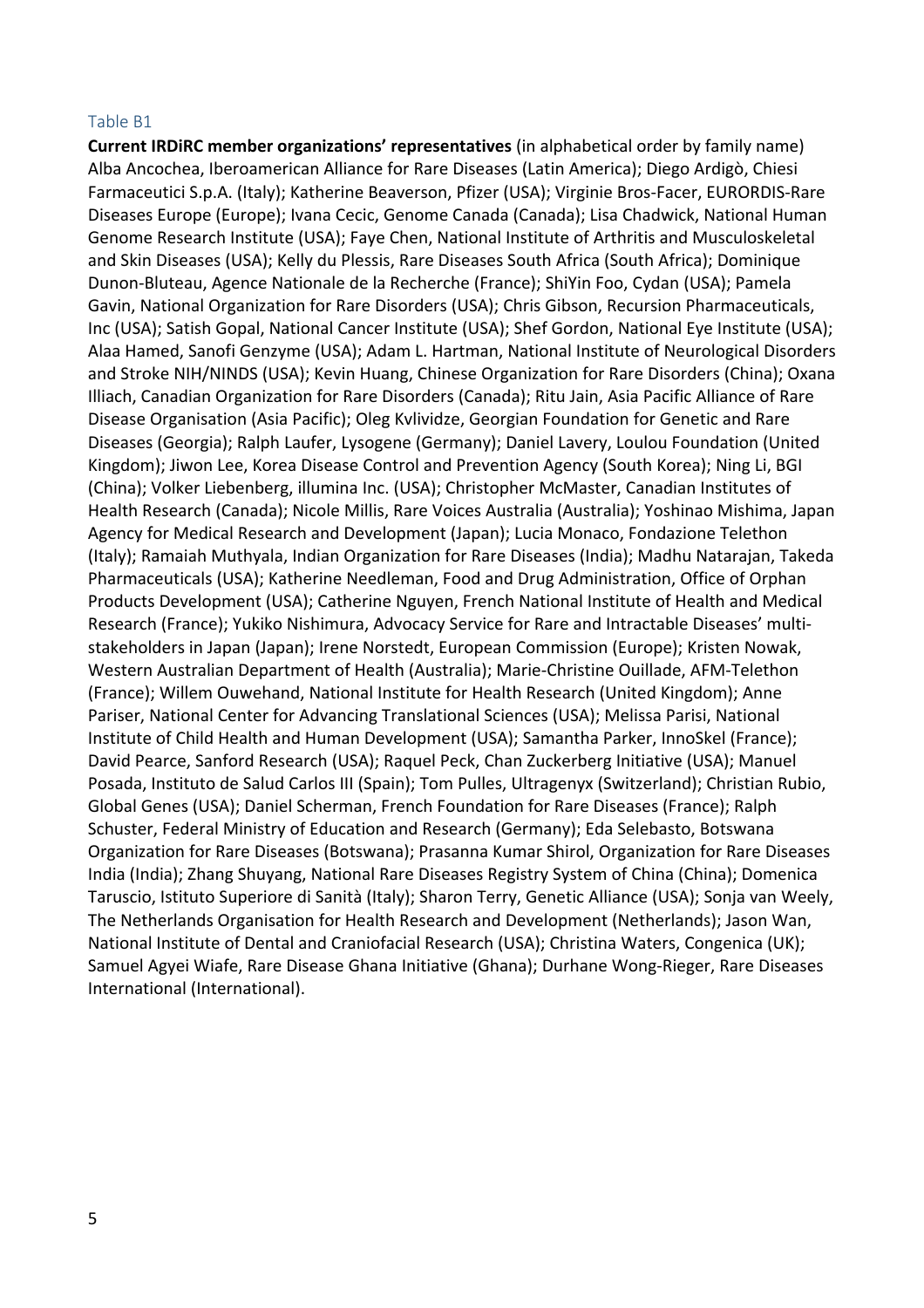Table B1

**Current IRDiRC member organizations' representatives** (in alphabetical order by family name)
Alba Ancochea, Iberoamerican Alliance for Rare Diseases (Latin America); Diego Ardigò, Chiesi Farmaceutici S.p.A. (Italy); Katherine Beaverson, Pfizer (USA); Virginie Bros-Facer, EURORDIS-Rare Diseases Europe (Europe); Ivana Cecic, Genome Canada (Canada); Lisa Chadwick, National Human Genome Research Institute (USA); Faye Chen, National Institute of Arthritis and Musculoskeletal and Skin Diseases (USA); Kelly du Plessis, Rare Diseases South Africa (South Africa); Dominique Dunon-Bluteau, Agence Nationale de la Recherche (France); ShiYin Foo, Cydan (USA); Pamela Gavin, National Organization for Rare Disorders (USA); Chris Gibson, Recursion Pharmaceuticals, Inc (USA); Satish Gopal, National Cancer Institute (USA); Shef Gordon, National Eye Institute (USA); Alaa Hamed, Sanofi Genzyme (USA); Adam L. Hartman, National Institute of Neurological Disorders and Stroke NIH/NINDS (USA); Kevin Huang, Chinese Organization for Rare Disorders (China); Oxana Illiach, Canadian Organization for Rare Disorders (Canada); Ritu Jain, Asia Pacific Alliance of Rare Disease Organisation (Asia Pacific); Oleg Kvlividze, Georgian Foundation for Genetic and Rare Diseases (Georgia); Ralph Laufer, Lysogene (Germany); Daniel Lavery, Loulou Foundation (United Kingdom); Jiwon Lee, Korea Disease Control and Prevention Agency (South Korea); Ning Li, BGI (China); Volker Liebenberg, illumina Inc. (USA); Christopher McMaster, Canadian Institutes of Health Research (Canada); Nicole Millis, Rare Voices Australia (Australia); Yoshinao Mishima, Japan Agency for Medical Research and Development (Japan); Lucia Monaco, Fondazione Telethon (Italy); Ramaiah Muthyala, Indian Organization for Rare Diseases (India); Madhu Natarajan, Takeda Pharmaceuticals (USA); Katherine Needleman, Food and Drug Administration, Office of Orphan Products Development (USA); Catherine Nguyen, French National Institute of Health and Medical Research (France); Yukiko Nishimura, Advocacy Service for Rare and Intractable Diseases' multi-stakeholders in Japan (Japan); Irene Norstedt, European Commission (Europe); Kristen Nowak, Western Australian Department of Health (Australia); Marie-Christine Ouillade, AFM-Telethon (France); Willem Ouwehand, National Institute for Health Research (United Kingdom); Anne Pariser, National Center for Advancing Translational Sciences (USA); Melissa Parisi, National Institute of Child Health and Human Development (USA); Samantha Parker, InnoSkel (France); David Pearce, Sanford Research (USA); Raquel Peck, Chan Zuckerberg Initiative (USA); Manuel Posada, Instituto de Salud Carlos III (Spain); Tom Pulles, Ultragenyx (Switzerland); Christian Rubio, Global Genes (USA); Daniel Scherman, French Foundation for Rare Diseases (France); Ralph Schuster, Federal Ministry of Education and Research (Germany); Eda Selebasto, Botswana Organization for Rare Diseases (Botswana); Prasanna Kumar Shirol, Organization for Rare Diseases India (India); Zhang Shuyang, National Rare Diseases Registry System of China (China); Domenica Taruscio, Istituto Superiore di Sanità (Italy); Sharon Terry, Genetic Alliance (USA); Sonja van Weely, The Netherlands Organisation for Health Research and Development (Netherlands); Jason Wan, National Institute of Dental and Craniofacial Research (USA); Christina Waters, Congenica (UK); Samuel Agyei Wiafe, Rare Disease Ghana Initiative (Ghana); Durhane Wong-Rieger, Rare Diseases International (International).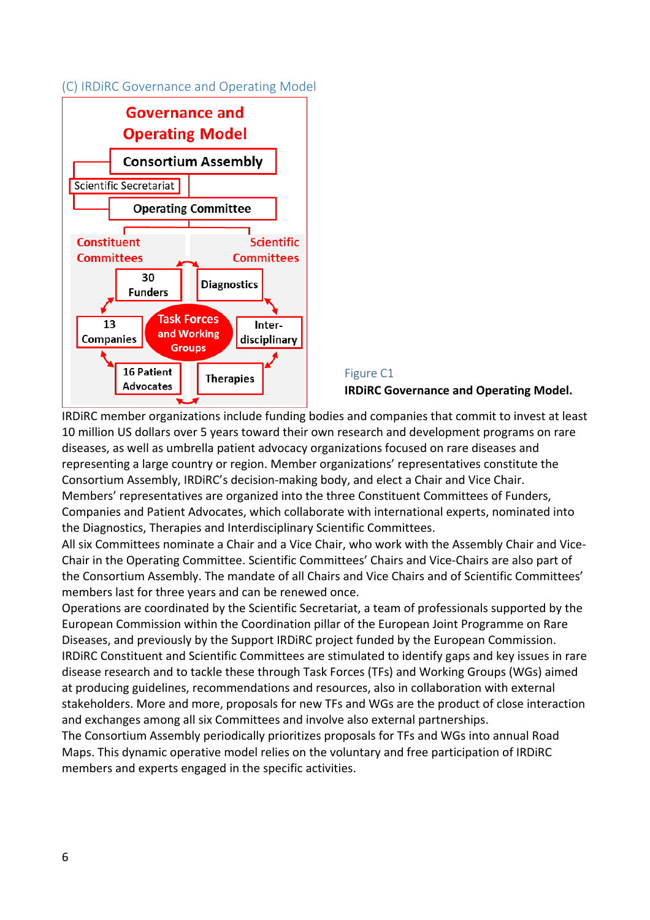### (C) IRDiRC Governance and Operating Model

Governance and Operating Model

Consortium Assembly

Scientific Secretariat

Operating Committee

Constituent Committees

Scientific Committees

30 Funders

Diagnostics

13 Companies

Task Forces and Working Groups

Inter-disciplinary

16 Patient Advocates

Therapies

Figure C1

**IRDiRC Governance and Operating Model.**

IRDiRC member organizations include funding bodies and companies that commit to invest at least 10 million US dollars over 5 years toward their own research and development programs on rare diseases, as well as umbrella patient advocacy organizations focused on rare diseases and representing a large country or region. Member organizations' representatives constitute the Consortium Assembly, IRDiRC's decision-making body, and elect a Chair and Vice Chair. Members' representatives are organized into the three Constituent Committees of Funders, Companies and Patient Advocates, which collaborate with international experts, nominated into the Diagnostics, Therapies and Interdisciplinary Scientific Committees.

All six Committees nominate a Chair and a Vice Chair, who work with the Assembly Chair and Vice-Chair in the Operating Committee. Scientific Committees' Chairs and Vice-Chairs are also part of the Consortium Assembly. The mandate of all Chairs and Vice Chairs and of Scientific Committees' members last for three years and can be renewed once.

Operations are coordinated by the Scientific Secretariat, a team of professionals supported by the European Commission within the Coordination pillar of the European Joint Programme on Rare Diseases, and previously by the Support IRDiRC project funded by the European Commission.

IRDiRC Constituent and Scientific Committees are stimulated to identify gaps and key issues in rare disease research and to tackle these through Task Forces (TFs) and Working Groups (WGs) aimed at producing guidelines, recommendations and resources, also in collaboration with external stakeholders. More and more, proposals for new TFs and WGs are the product of close interaction and exchanges among all six Committees and involve also external partnerships.

The Consortium Assembly periodically prioritizes proposals for TFs and WGs into annual Road Maps. This dynamic operative model relies on the voluntary and free participation of IRDiRC members and experts engaged in the specific activities.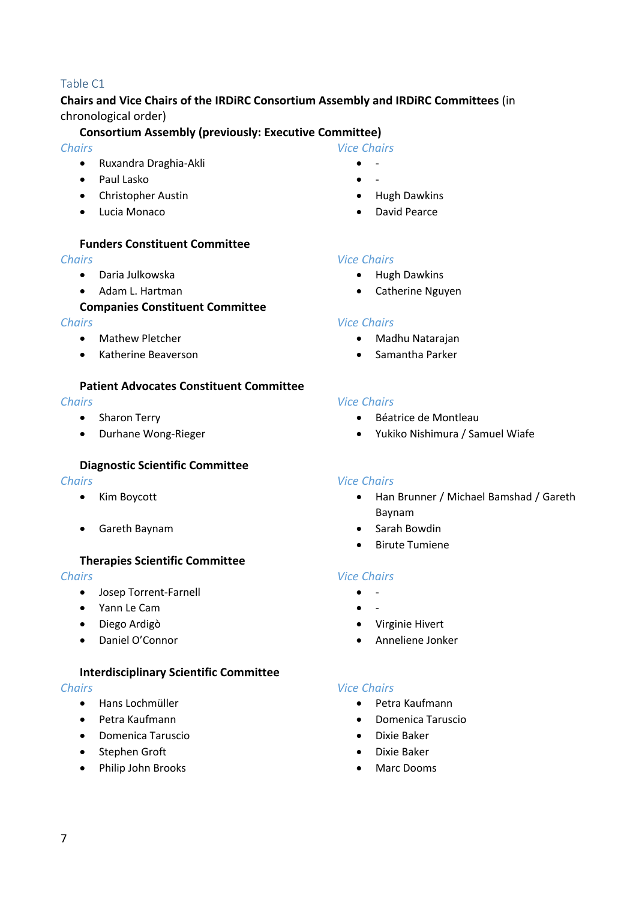Table C1

**Chairs and Vice Chairs of the IRDiRC Consortium Assembly and IRDiRC Committees** (in chronological order)

**Consortium Assembly (previously: Executive Committee)**

| *Chairs* | *Vice Chairs* |
|---|---|
| Ruxandra Draghia-Akli | - |
| Paul Lasko | - |
| Christopher Austin | Hugh Dawkins |
| Lucia Monaco | David Pearce |

**Funders Constituent Committee**

| *Chairs* | *Vice Chairs* |
|---|---|
| Daria Julkowska | Hugh Dawkins |
| Adam L. Hartman | Catherine Nguyen |

**Companies Constituent Committee**

| *Chairs* | *Vice Chairs* |
|---|---|
| Mathew Pletcher | Madhu Natarajan |
| Katherine Beaverson | Samantha Parker |

**Patient Advocates Constituent Committee**

| *Chairs* | *Vice Chairs* |
|---|---|
| Sharon Terry | Béatrice de Montleau |
| Durhane Wong-Rieger | Yukiko Nishimura / Samuel Wiafe |

**Diagnostic Scientific Committee**

| *Chairs* | *Vice Chairs* |
|---|---|
| Kim Boycott | Han Brunner / Michael Bamshad / Gareth Baynam |
| Gareth Baynam | Sarah Bowdin |
| | Birute Tumiene |

**Therapies Scientific Committee**

| *Chairs* | *Vice Chairs* |
|---|---|
| Josep Torrent-Farnell | - |
| Yann Le Cam | - |
| Diego Ardigò | Virginie Hivert |
| Daniel O'Connor | Anneliene Jonker |

**Interdisciplinary Scientific Committee**

| *Chairs* | *Vice Chairs* |
|---|---|
| Hans Lochmüller | Petra Kaufmann |
| Petra Kaufmann | Domenica Taruscio |
| Domenica Taruscio | Dixie Baker |
| Stephen Groft | Dixie Baker |
| Philip John Brooks | Marc Dooms |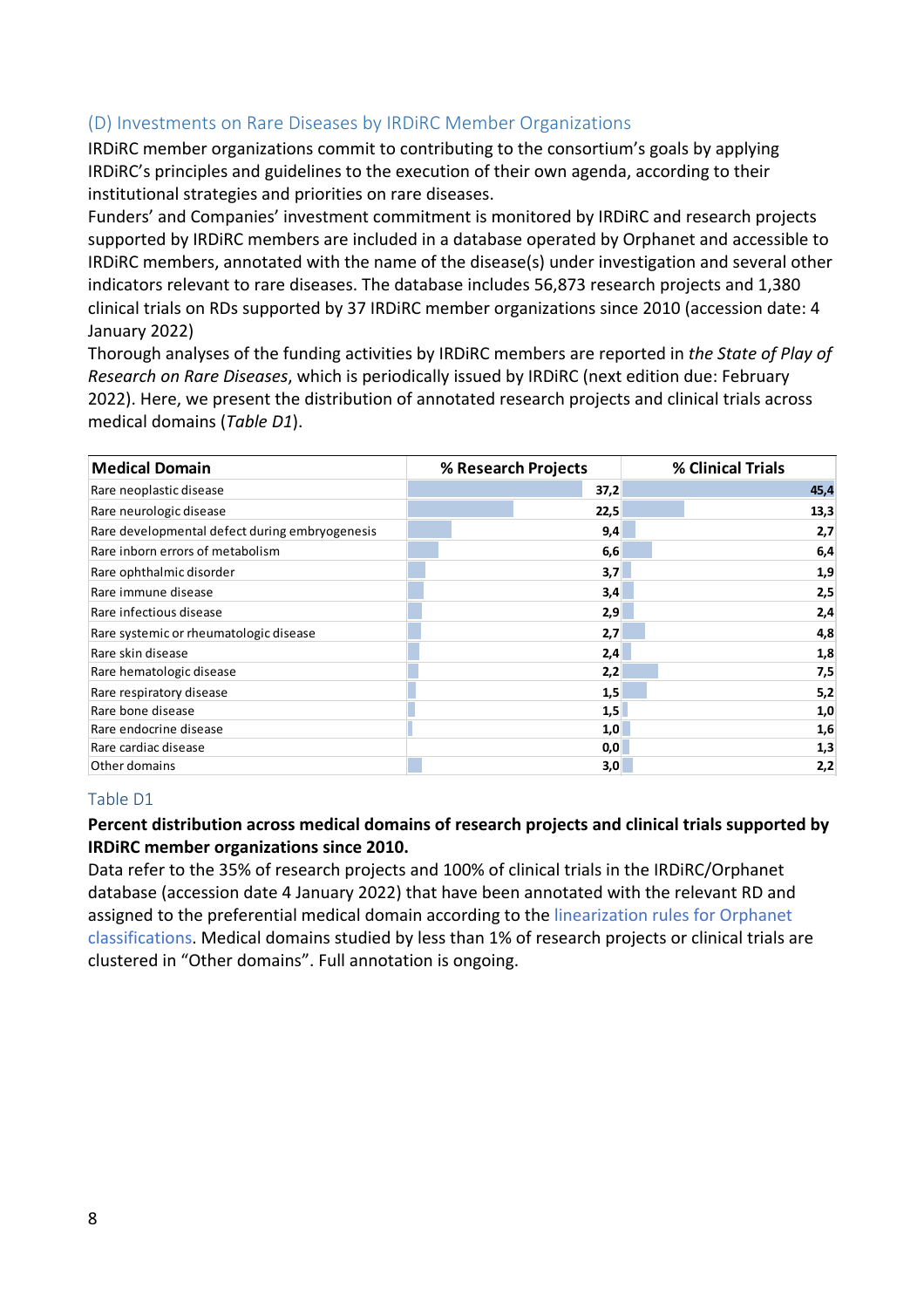## (D) Investments on Rare Diseases by IRDiRC Member Organizations

IRDiRC member organizations commit to contributing to the consortium's goals by applying IRDiRC's principles and guidelines to the execution of their own agenda, according to their institutional strategies and priorities on rare diseases.

Funders' and Companies' investment commitment is monitored by IRDiRC and research projects supported by IRDiRC members are included in a database operated by Orphanet and accessible to IRDiRC members, annotated with the name of the disease(s) under investigation and several other indicators relevant to rare diseases. The database includes 56,873 research projects and 1,380 clinical trials on RDs supported by 37 IRDiRC member organizations since 2010 (accession date: 4 January 2022)

Thorough analyses of the funding activities by IRDiRC members are reported in *the State of Play of Research on Rare Diseases*, which is periodically issued by IRDiRC (next edition due: February 2022). Here, we present the distribution of annotated research projects and clinical trials across medical domains (*Table D1*).

| Medical Domain | % Research Projects | % Clinical Trials |
|---|---|---|
| Rare neoplastic disease | 37,2 | 45,4 |
| Rare neurologic disease | 22,5 | 13,3 |
| Rare developmental defect during embryogenesis | 9,4 | 2,7 |
| Rare inborn errors of metabolism | 6,6 | 6,4 |
| Rare ophthalmic disorder | 3,7 | 1,9 |
| Rare immune disease | 3,4 | 2,5 |
| Rare infectious disease | 2,9 | 2,4 |
| Rare systemic or rheumatologic disease | 2,7 | 4,8 |
| Rare skin disease | 2,4 | 1,8 |
| Rare hematologic disease | 2,2 | 7,5 |
| Rare respiratory disease | 1,5 | 5,2 |
| Rare bone disease | 1,5 | 1,0 |
| Rare endocrine disease | 1,0 | 1,6 |
| Rare cardiac disease | 0,0 | 1,3 |
| Other domains | 3,0 | 2,2 |

Table D1

**Percent distribution across medical domains of research projects and clinical trials supported by IRDiRC member organizations since 2010.**

Data refer to the 35% of research projects and 100% of clinical trials in the IRDiRC/Orphanet database (accession date 4 January 2022) that have been annotated with the relevant RD and assigned to the preferential medical domain according to the linearization rules for Orphanet classifications. Medical domains studied by less than 1% of research projects or clinical trials are clustered in "Other domains". Full annotation is ongoing.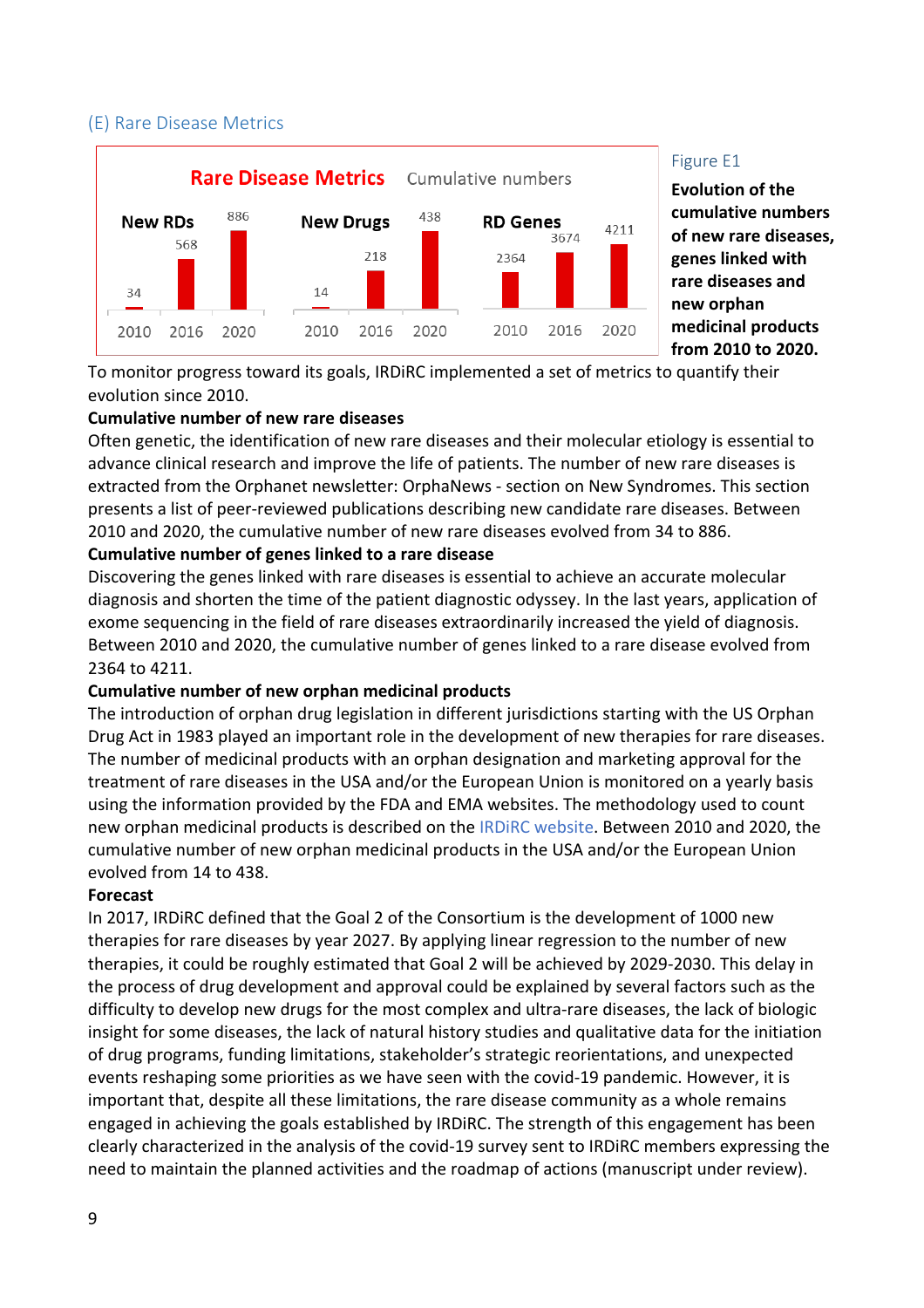## (E) Rare Disease Metrics

Figure E1

**Evolution of the cumulative numbers of new rare diseases, genes linked with rare diseases and new orphan medicinal products from 2010 to 2020.**

To monitor progress toward its goals, IRDiRC implemented a set of metrics to quantify their evolution since 2010.

**Cumulative number of new rare diseases**

Often genetic, the identification of new rare diseases and their molecular etiology is essential to advance clinical research and improve the life of patients. The number of new rare diseases is extracted from the Orphanet newsletter: OrphaNews - section on New Syndromes. This section presents a list of peer-reviewed publications describing new candidate rare diseases. Between 2010 and 2020, the cumulative number of new rare diseases evolved from 34 to 886.

**Cumulative number of genes linked to a rare disease**

Discovering the genes linked with rare diseases is essential to achieve an accurate molecular diagnosis and shorten the time of the patient diagnostic odyssey. In the last years, application of exome sequencing in the field of rare diseases extraordinarily increased the yield of diagnosis. Between 2010 and 2020, the cumulative number of genes linked to a rare disease evolved from 2364 to 4211.

**Cumulative number of new orphan medicinal products**

The introduction of orphan drug legislation in different jurisdictions starting with the US Orphan Drug Act in 1983 played an important role in the development of new therapies for rare diseases. The number of medicinal products with an orphan designation and marketing approval for the treatment of rare diseases in the USA and/or the European Union is monitored on a yearly basis using the information provided by the FDA and EMA websites. The methodology used to count new orphan medicinal products is described on the IRDiRC website. Between 2010 and 2020, the cumulative number of new orphan medicinal products in the USA and/or the European Union evolved from 14 to 438.

**Forecast**

In 2017, IRDiRC defined that the Goal 2 of the Consortium is the development of 1000 new therapies for rare diseases by year 2027. By applying linear regression to the number of new therapies, it could be roughly estimated that Goal 2 will be achieved by 2029-2030. This delay in the process of drug development and approval could be explained by several factors such as the difficulty to develop new drugs for the most complex and ultra-rare diseases, the lack of biologic insight for some diseases, the lack of natural history studies and qualitative data for the initiation of drug programs, funding limitations, stakeholder's strategic reorientations, and unexpected events reshaping some priorities as we have seen with the covid-19 pandemic. However, it is important that, despite all these limitations, the rare disease community as a whole remains engaged in achieving the goals established by IRDiRC. The strength of this engagement has been clearly characterized in the analysis of the covid-19 survey sent to IRDiRC members expressing the need to maintain the planned activities and the roadmap of actions (manuscript under review).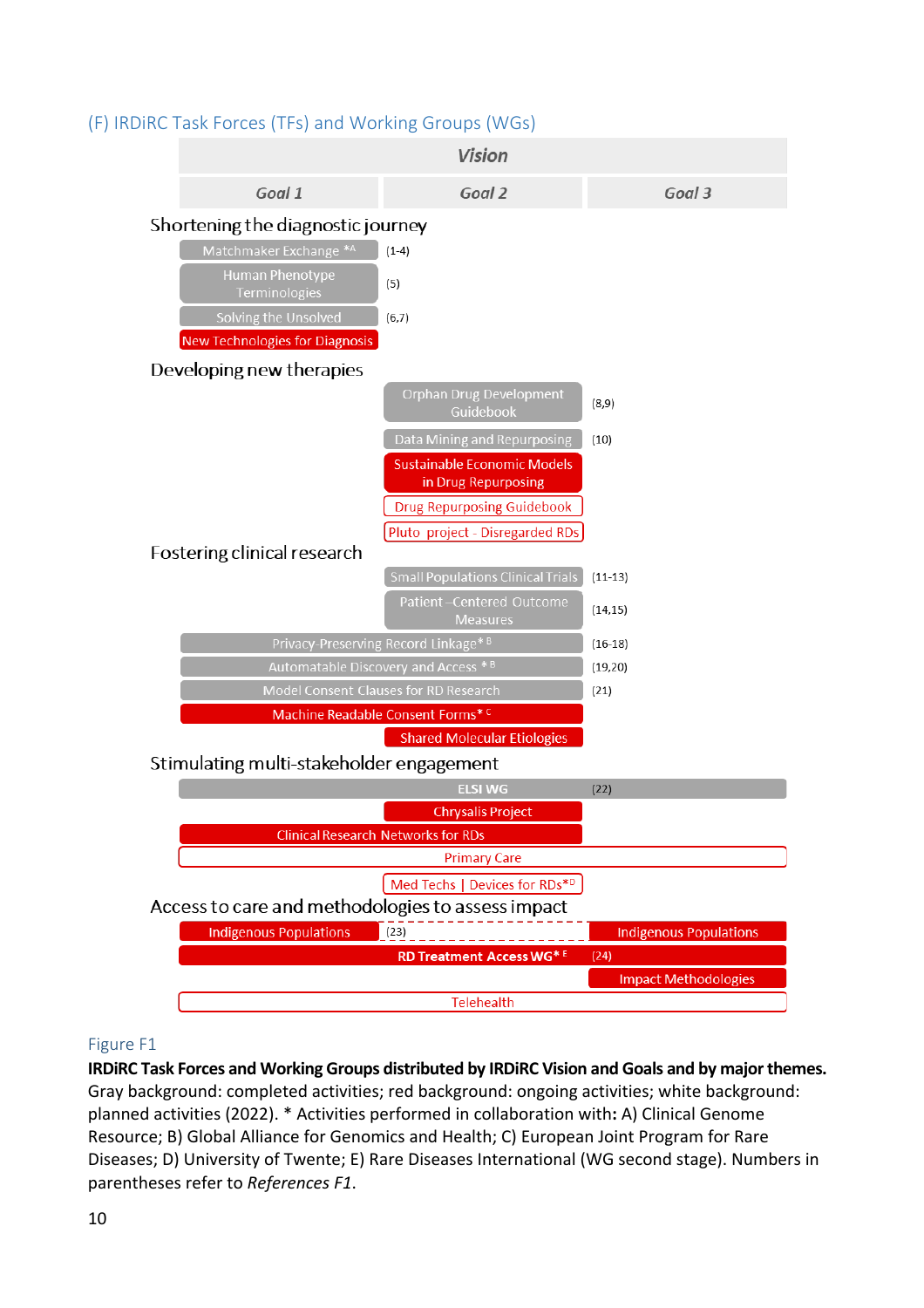## (F) IRDiRC Task Forces (TFs) and Working Groups (WGs)

| Vision | | | |
|---|---|---|---|
| Goal 1 | Goal 2 | Goal 3 | Refs |
| **Shortening the diagnostic journey** | | | |
| Matchmaker Exchange *A | | | (1-4) |
| Human Phenotype Terminologies | | | (5) |
| Solving the Unsolved | | | (6,7) |
| New Technologies for Diagnosis | | | |
| **Developing new therapies** | | | |
| | Orphan Drug Development Guidebook | | (8,9) |
| | Data Mining and Repurposing | | (10) |
| | Sustainable Economic Models in Drug Repurposing | | |
| | Drug Repurposing Guidebook | | |
| | Pluto project - Disregarded RDs | | |
| **Fostering clinical research** | | | |
| | Small Populations Clinical Trials | | (11-13) |
| | Patient–Centered Outcome Measures | | (14,15) |
| Privacy-Preserving Record Linkage* B | Privacy-Preserving Record Linkage* B | | (16-18) |
| Automatable Discovery and Access * B | Automatable Discovery and Access * B | | (19,20) |
| Model Consent Clauses for RD Research | Model Consent Clauses for RD Research | | (21) |
| Machine Readable Consent Forms* C | Machine Readable Consent Forms* C | | |
| | Shared Molecular Etiologies | | |
| **Stimulating multi-stakeholder engagement** | | | |
| ELSI WG | ELSI WG | ELSI WG | (22) |
| | Chrysalis Project | | |
| Clinical Research Networks for RDs | Clinical Research Networks for RDs | | |
| Primary Care | Primary Care | Primary Care | |
| | Med Techs \| Devices for RDs*D | | |
| **Access to care and methodologies to assess impact** | | | |
| Indigenous Populations | (23) | Indigenous Populations | |
| RD Treatment Access WG* E | RD Treatment Access WG* E | RD Treatment Access WG* E | (24) |
| | | Impact Methodologies | |
| Telehealth | Telehealth | Telehealth | |

Figure F1

**IRDiRC Task Forces and Working Groups distributed by IRDiRC Vision and Goals and by major themes.** Gray background: completed activities; red background: ongoing activities; white background: planned activities (2022). * Activities performed in collaboration with: A) Clinical Genome Resource; B) Global Alliance for Genomics and Health; C) European Joint Program for Rare Diseases; D) University of Twente; E) Rare Diseases International (WG second stage). Numbers in parentheses refer to *References F1*.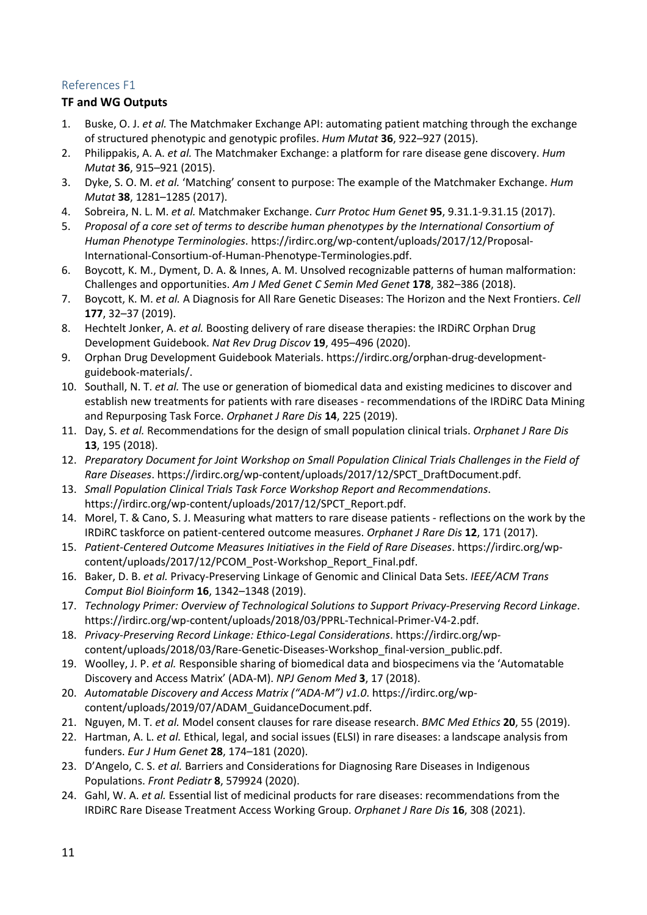## References F1

### TF and WG Outputs

1. Buske, O. J. *et al.* The Matchmaker Exchange API: automating patient matching through the exchange of structured phenotypic and genotypic profiles. *Hum Mutat* **36**, 922–927 (2015).
2. Philippakis, A. A. *et al.* The Matchmaker Exchange: a platform for rare disease gene discovery. *Hum Mutat* **36**, 915–921 (2015).
3. Dyke, S. O. M. *et al.* 'Matching' consent to purpose: The example of the Matchmaker Exchange. *Hum Mutat* **38**, 1281–1285 (2017).
4. Sobreira, N. L. M. *et al.* Matchmaker Exchange. *Curr Protoc Hum Genet* **95**, 9.31.1-9.31.15 (2017).
5. *Proposal of a core set of terms to describe human phenotypes by the International Consortium of Human Phenotype Terminologies*. https://irdirc.org/wp-content/uploads/2017/12/Proposal-International-Consortium-of-Human-Phenotype-Terminologies.pdf.
6. Boycott, K. M., Dyment, D. A. & Innes, A. M. Unsolved recognizable patterns of human malformation: Challenges and opportunities. *Am J Med Genet C Semin Med Genet* **178**, 382–386 (2018).
7. Boycott, K. M. *et al.* A Diagnosis for All Rare Genetic Diseases: The Horizon and the Next Frontiers. *Cell* **177**, 32–37 (2019).
8. Hechtelt Jonker, A. *et al.* Boosting delivery of rare disease therapies: the IRDiRC Orphan Drug Development Guidebook. *Nat Rev Drug Discov* **19**, 495–496 (2020).
9. Orphan Drug Development Guidebook Materials. https://irdirc.org/orphan-drug-development-guidebook-materials/.
10. Southall, N. T. *et al.* The use or generation of biomedical data and existing medicines to discover and establish new treatments for patients with rare diseases - recommendations of the IRDiRC Data Mining and Repurposing Task Force. *Orphanet J Rare Dis* **14**, 225 (2019).
11. Day, S. *et al.* Recommendations for the design of small population clinical trials. *Orphanet J Rare Dis* **13**, 195 (2018).
12. *Preparatory Document for Joint Workshop on Small Population Clinical Trials Challenges in the Field of Rare Diseases*. https://irdirc.org/wp-content/uploads/2017/12/SPCT_DraftDocument.pdf.
13. *Small Population Clinical Trials Task Force Workshop Report and Recommendations*. https://irdirc.org/wp-content/uploads/2017/12/SPCT_Report.pdf.
14. Morel, T. & Cano, S. J. Measuring what matters to rare disease patients - reflections on the work by the IRDiRC taskforce on patient-centered outcome measures. *Orphanet J Rare Dis* **12**, 171 (2017).
15. *Patient-Centered Outcome Measures Initiatives in the Field of Rare Diseases*. https://irdirc.org/wp-content/uploads/2017/12/PCOM_Post-Workshop_Report_Final.pdf.
16. Baker, D. B. *et al.* Privacy-Preserving Linkage of Genomic and Clinical Data Sets. *IEEE/ACM Trans Comput Biol Bioinform* **16**, 1342–1348 (2019).
17. *Technology Primer: Overview of Technological Solutions to Support Privacy-Preserving Record Linkage*. https://irdirc.org/wp-content/uploads/2018/03/PPRL-Technical-Primer-V4-2.pdf.
18. *Privacy-Preserving Record Linkage: Ethico-Legal Considerations*. https://irdirc.org/wp-content/uploads/2018/03/Rare-Genetic-Diseases-Workshop_final-version_public.pdf.
19. Woolley, J. P. *et al.* Responsible sharing of biomedical data and biospecimens via the 'Automatable Discovery and Access Matrix' (ADA-M). *NPJ Genom Med* **3**, 17 (2018).
20. *Automatable Discovery and Access Matrix ("ADA-M") v1.0*. https://irdirc.org/wp-content/uploads/2019/07/ADAM_GuidanceDocument.pdf.
21. Nguyen, M. T. *et al.* Model consent clauses for rare disease research. *BMC Med Ethics* **20**, 55 (2019).
22. Hartman, A. L. *et al.* Ethical, legal, and social issues (ELSI) in rare diseases: a landscape analysis from funders. *Eur J Hum Genet* **28**, 174–181 (2020).
23. D'Angelo, C. S. *et al.* Barriers and Considerations for Diagnosing Rare Diseases in Indigenous Populations. *Front Pediatr* **8**, 579924 (2020).
24. Gahl, W. A. *et al.* Essential list of medicinal products for rare diseases: recommendations from the IRDiRC Rare Disease Treatment Access Working Group. *Orphanet J Rare Dis* **16**, 308 (2021).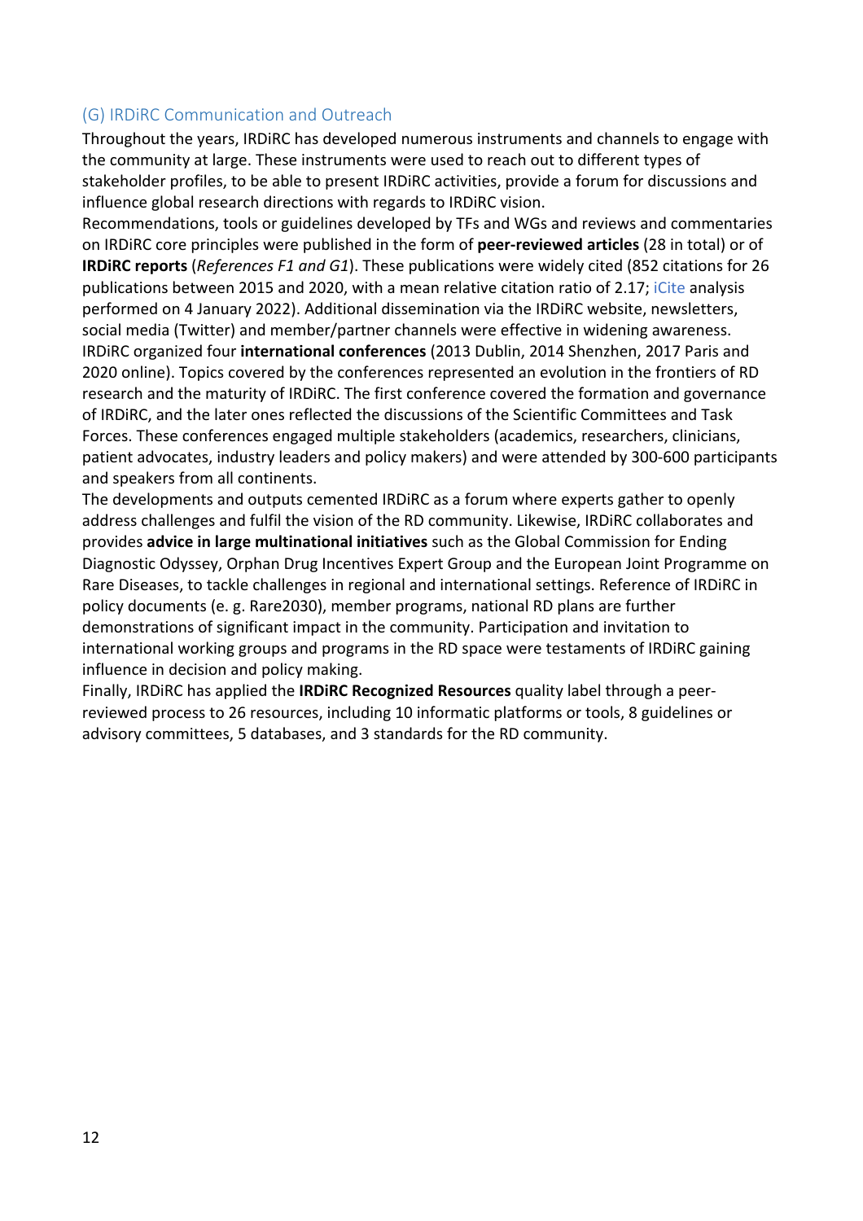## (G) IRDiRC Communication and Outreach

Throughout the years, IRDiRC has developed numerous instruments and channels to engage with the community at large. These instruments were used to reach out to different types of stakeholder profiles, to be able to present IRDiRC activities, provide a forum for discussions and influence global research directions with regards to IRDiRC vision.

Recommendations, tools or guidelines developed by TFs and WGs and reviews and commentaries on IRDiRC core principles were published in the form of **peer-reviewed articles** (28 in total) or of **IRDiRC reports** (*References F1 and G1*). These publications were widely cited (852 citations for 26 publications between 2015 and 2020, with a mean relative citation ratio of 2.17; iCite analysis performed on 4 January 2022). Additional dissemination via the IRDiRC website, newsletters, social media (Twitter) and member/partner channels were effective in widening awareness.

IRDiRC organized four **international conferences** (2013 Dublin, 2014 Shenzhen, 2017 Paris and 2020 online). Topics covered by the conferences represented an evolution in the frontiers of RD research and the maturity of IRDiRC. The first conference covered the formation and governance of IRDiRC, and the later ones reflected the discussions of the Scientific Committees and Task Forces. These conferences engaged multiple stakeholders (academics, researchers, clinicians, patient advocates, industry leaders and policy makers) and were attended by 300-600 participants and speakers from all continents.

The developments and outputs cemented IRDiRC as a forum where experts gather to openly address challenges and fulfil the vision of the RD community. Likewise, IRDiRC collaborates and provides **advice in large multinational initiatives** such as the Global Commission for Ending Diagnostic Odyssey, Orphan Drug Incentives Expert Group and the European Joint Programme on Rare Diseases, to tackle challenges in regional and international settings. Reference of IRDiRC in policy documents (e. g. Rare2030), member programs, national RD plans are further demonstrations of significant impact in the community. Participation and invitation to international working groups and programs in the RD space were testaments of IRDiRC gaining influence in decision and policy making.

Finally, IRDiRC has applied the **IRDiRC Recognized Resources** quality label through a peer-reviewed process to 26 resources, including 10 informatic platforms or tools, 8 guidelines or advisory committees, 5 databases, and 3 standards for the RD community.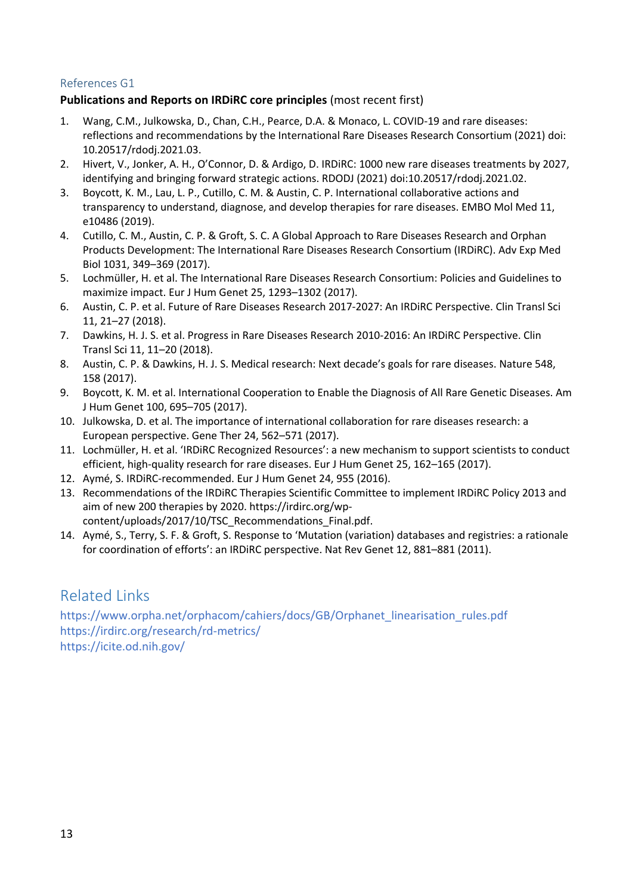### References G1

**Publications and Reports on IRDiRC core principles** (most recent first)

1. Wang, C.M., Julkowska, D., Chan, C.H., Pearce, D.A. & Monaco, L. COVID-19 and rare diseases: reflections and recommendations by the International Rare Diseases Research Consortium (2021) doi: 10.20517/rdodj.2021.03.
2. Hivert, V., Jonker, A. H., O'Connor, D. & Ardigo, D. IRDiRC: 1000 new rare diseases treatments by 2027, identifying and bringing forward strategic actions. RDODJ (2021) doi:10.20517/rdodj.2021.02.
3. Boycott, K. M., Lau, L. P., Cutillo, C. M. & Austin, C. P. International collaborative actions and transparency to understand, diagnose, and develop therapies for rare diseases. EMBO Mol Med 11, e10486 (2019).
4. Cutillo, C. M., Austin, C. P. & Groft, S. C. A Global Approach to Rare Diseases Research and Orphan Products Development: The International Rare Diseases Research Consortium (IRDiRC). Adv Exp Med Biol 1031, 349–369 (2017).
5. Lochmüller, H. et al. The International Rare Diseases Research Consortium: Policies and Guidelines to maximize impact. Eur J Hum Genet 25, 1293–1302 (2017).
6. Austin, C. P. et al. Future of Rare Diseases Research 2017-2027: An IRDiRC Perspective. Clin Transl Sci 11, 21–27 (2018).
7. Dawkins, H. J. S. et al. Progress in Rare Diseases Research 2010-2016: An IRDiRC Perspective. Clin Transl Sci 11, 11–20 (2018).
8. Austin, C. P. & Dawkins, H. J. S. Medical research: Next decade's goals for rare diseases. Nature 548, 158 (2017).
9. Boycott, K. M. et al. International Cooperation to Enable the Diagnosis of All Rare Genetic Diseases. Am J Hum Genet 100, 695–705 (2017).
10. Julkowska, D. et al. The importance of international collaboration for rare diseases research: a European perspective. Gene Ther 24, 562–571 (2017).
11. Lochmüller, H. et al. 'IRDiRC Recognized Resources': a new mechanism to support scientists to conduct efficient, high-quality research for rare diseases. Eur J Hum Genet 25, 162–165 (2017).
12. Aymé, S. IRDiRC-recommended. Eur J Hum Genet 24, 955 (2016).
13. Recommendations of the IRDiRC Therapies Scientific Committee to implement IRDiRC Policy 2013 and aim of new 200 therapies by 2020. https://irdirc.org/wp-content/uploads/2017/10/TSC_Recommendations_Final.pdf.
14. Aymé, S., Terry, S. F. & Groft, S. Response to 'Mutation (variation) databases and registries: a rationale for coordination of efforts': an IRDiRC perspective. Nat Rev Genet 12, 881–881 (2011).

## Related Links

https://www.orpha.net/orphacom/cahiers/docs/GB/Orphanet_linearisation_rules.pdf
https://irdirc.org/research/rd-metrics/
https://icite.od.nih.gov/